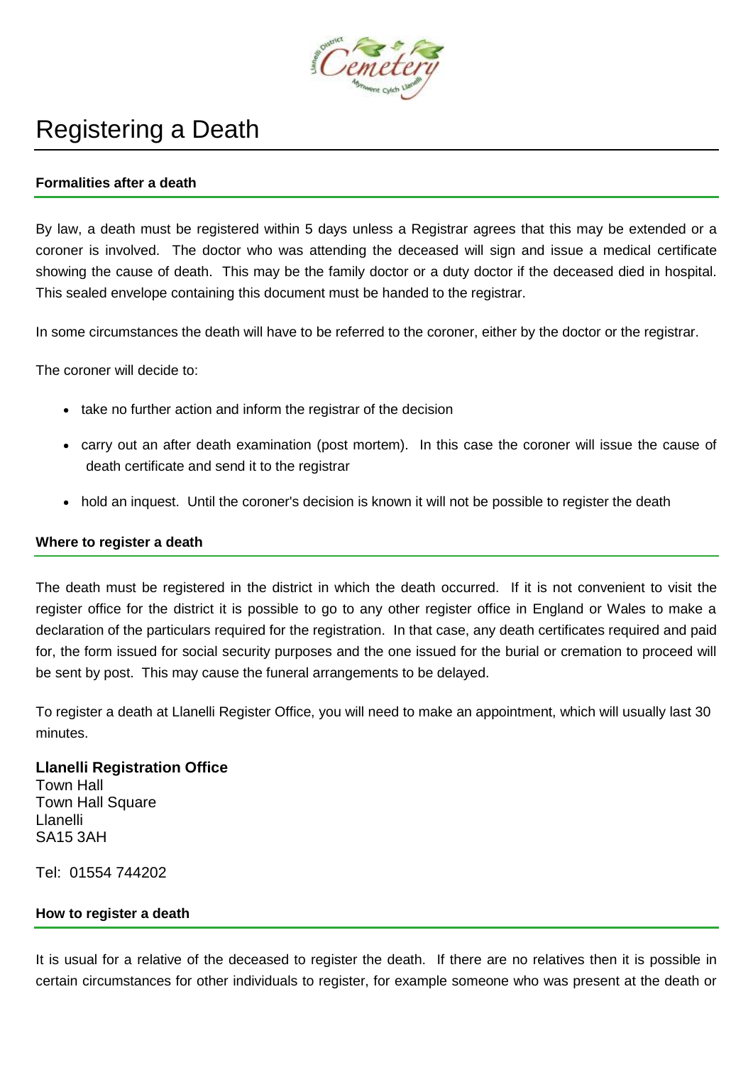# Registering a Death

#### Formalities after a death

By law, a death must be registered within 5 days unless a Registrar agrees that this may be extended or a coroner is involved. The doctor who was attending the deceased will sign and issue a medical certificate showing the cause of death. This may be the family doctor or a duty doctor if the deceased died in hospital. This sealed envelope containing this document must be handed to the registrar.

In some circumstances the death will have to be referred to the coroner, either by the doctor or the registrar.

The coroner will decide to:

- take no further action and inform the registrar of the decision
- carry out an after death examination (post mortem). In this case the coroner will issue the cause of death certificate and send it to the registrar
- hold an inquest. Until the coroner's decision is known it will not be possible to register the death

#### Where to register a death

The death must be registered in the district in which the death occurred. If it is not convenient to visit the register office for the district it is possible to go to any other register office in England or Wales to make a declaration of the particulars required for the registration. In that case, any death certificates required and paid for, the form issued for social security purposes and the one issued for the burial or cremation to proceed will be sent by post. This may cause the funeral arrangements to be delayed.

To register a death at Llanelli Register Office, you will need to make an appointment, which will usually last 30 minutes.

**Llanelli Registration Office**
Town Hall
Town Hall Square
Llanelli
SA15 3AH

Tel: 01554 744202

#### How to register a death

It is usual for a relative of the deceased to register the death. If there are no relatives then it is possible in certain circumstances for other individuals to register, for example someone who was present at the death or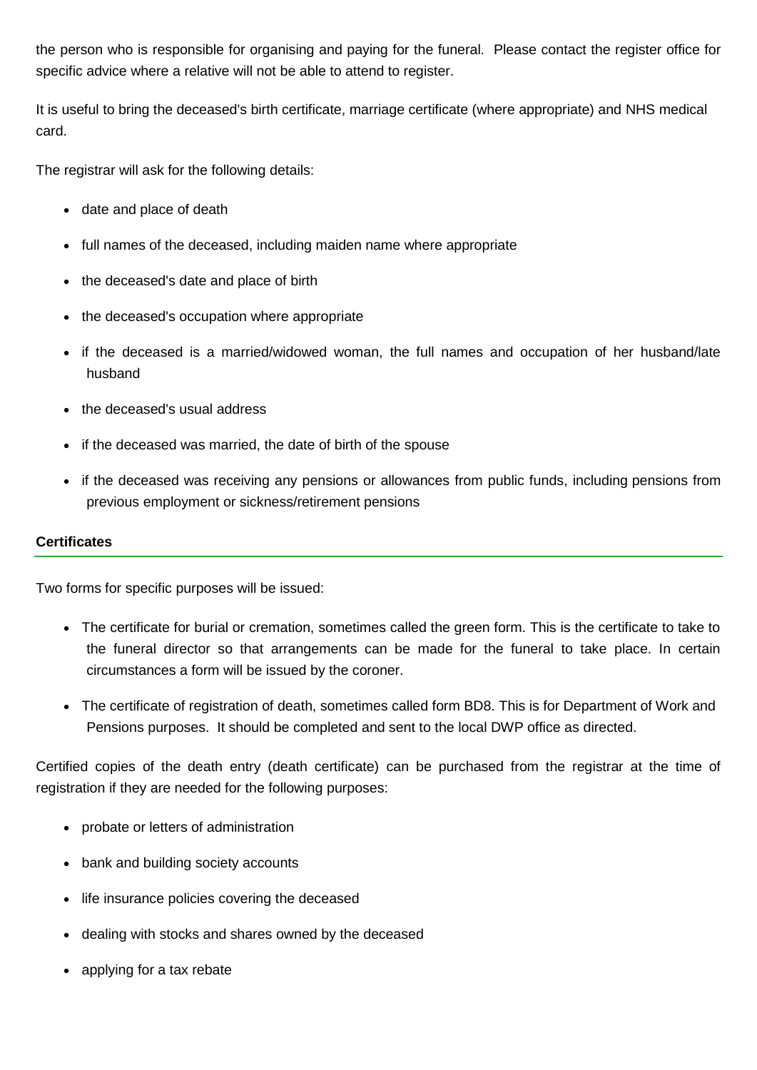the person who is responsible for organising and paying for the funeral. Please contact the register office for specific advice where a relative will not be able to attend to register.

It is useful to bring the deceased's birth certificate, marriage certificate (where appropriate) and NHS medical card.

The registrar will ask for the following details:

- date and place of death
- full names of the deceased, including maiden name where appropriate
- the deceased's date and place of birth
- the deceased's occupation where appropriate
- if the deceased is a married/widowed woman, the full names and occupation of her husband/late husband
- the deceased's usual address
- if the deceased was married, the date of birth of the spouse
- if the deceased was receiving any pensions or allowances from public funds, including pensions from previous employment or sickness/retirement pensions

## Certificates

Two forms for specific purposes will be issued:

- The certificate for burial or cremation, sometimes called the green form. This is the certificate to take to the funeral director so that arrangements can be made for the funeral to take place. In certain circumstances a form will be issued by the coroner.
- The certificate of registration of death, sometimes called form BD8. This is for Department of Work and Pensions purposes. It should be completed and sent to the local DWP office as directed.

Certified copies of the death entry (death certificate) can be purchased from the registrar at the time of registration if they are needed for the following purposes:

- probate or letters of administration
- bank and building society accounts
- life insurance policies covering the deceased
- dealing with stocks and shares owned by the deceased
- applying for a tax rebate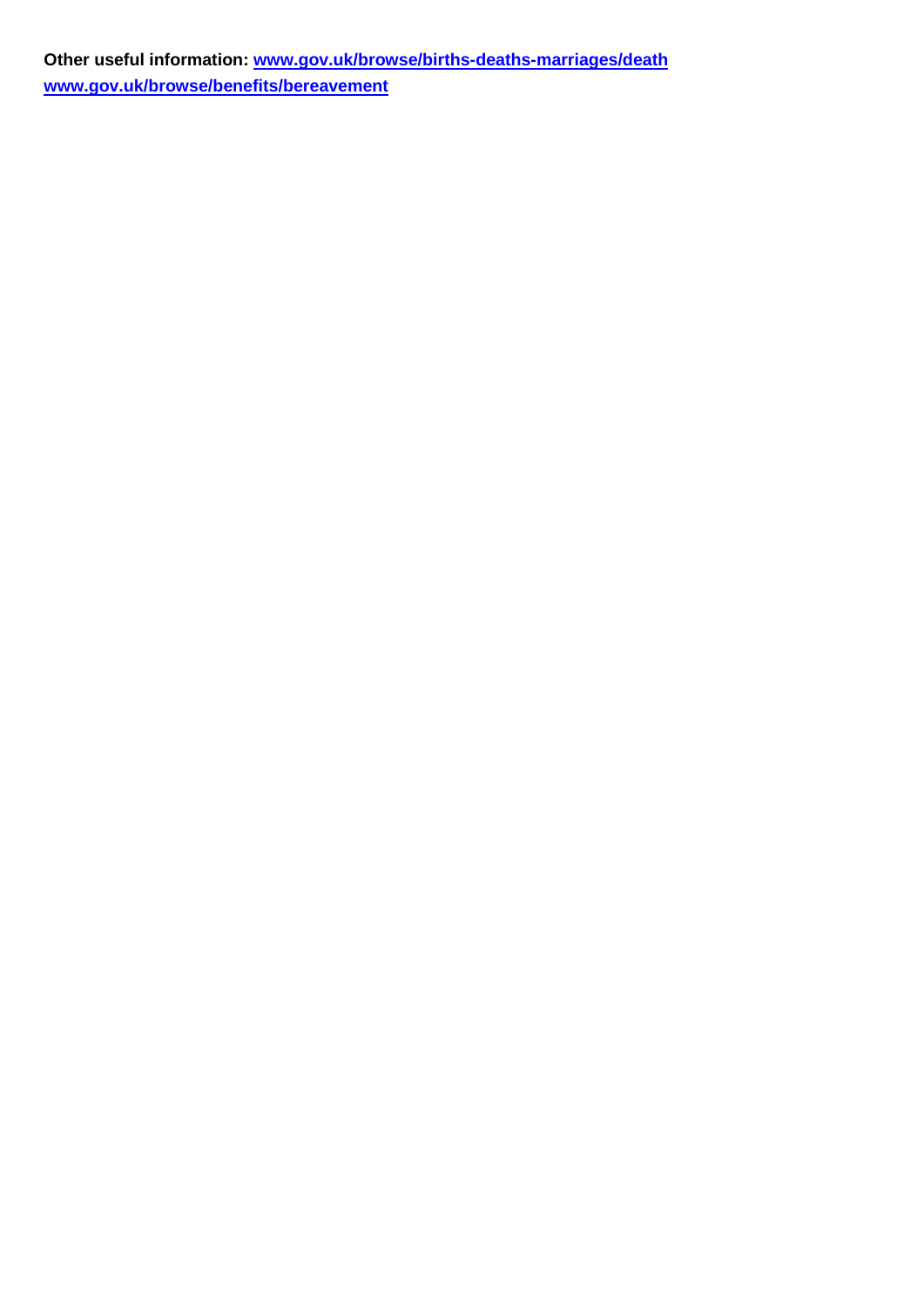**Other useful information:** [www.gov.uk/browse/births-deaths-marriages/death](http://www.gov.uk/browse/births-deaths-marriages/death)
[www.gov.uk/browse/benefits/bereavement](http://www.gov.uk/browse/benefits/bereavement)